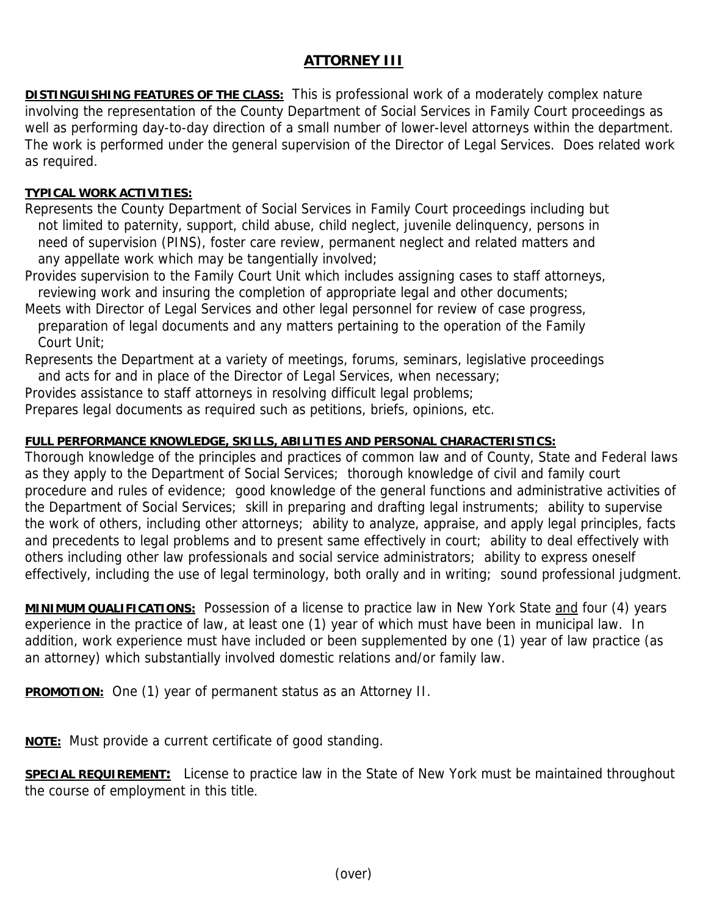# ATTORNEY III

**DISTINGUISHING FEATURES OF THE CLASS:** This is professional work of a moderately complex nature involving the representation of the County Department of Social Services in Family Court proceedings as well as performing day-to-day direction of a small number of lower-level attorneys within the department. The work is performed under the general supervision of the Director of Legal Services. Does related work as required.

**TYPICAL WORK ACTIVITIES:**

Represents the County Department of Social Services in Family Court proceedings including but not limited to paternity, support, child abuse, child neglect, juvenile delinquency, persons in need of supervision (PINS), foster care review, permanent neglect and related matters and any appellate work which may be tangentially involved;

Provides supervision to the Family Court Unit which includes assigning cases to staff attorneys, reviewing work and insuring the completion of appropriate legal and other documents;

Meets with Director of Legal Services and other legal personnel for review of case progress, preparation of legal documents and any matters pertaining to the operation of the Family Court Unit;

Represents the Department at a variety of meetings, forums, seminars, legislative proceedings and acts for and in place of the Director of Legal Services, when necessary;

Provides assistance to staff attorneys in resolving difficult legal problems;

Prepares legal documents as required such as petitions, briefs, opinions, etc.

**FULL PERFORMANCE KNOWLEDGE, SKILLS, ABILITIES AND PERSONAL CHARACTERISTICS:**
Thorough knowledge of the principles and practices of common law and of County, State and Federal laws as they apply to the Department of Social Services; thorough knowledge of civil and family court procedure and rules of evidence; good knowledge of the general functions and administrative activities of the Department of Social Services; skill in preparing and drafting legal instruments; ability to supervise the work of others, including other attorneys; ability to analyze, appraise, and apply legal principles, facts and precedents to legal problems and to present same effectively in court; ability to deal effectively with others including other law professionals and social service administrators; ability to express oneself effectively, including the use of legal terminology, both orally and in writing; sound professional judgment.

**MINIMUM QUALIFICATIONS:** Possession of a license to practice law in New York State and four (4) years experience in the practice of law, at least one (1) year of which must have been in municipal law. In addition, work experience must have included or been supplemented by one (1) year of law practice (as an attorney) which substantially involved domestic relations and/or family law.

**PROMOTION:** One (1) year of permanent status as an Attorney II.

**NOTE:** Must provide a current certificate of good standing.

**SPECIAL REQUIREMENT:** License to practice law in the State of New York must be maintained throughout the course of employment in this title.

(over)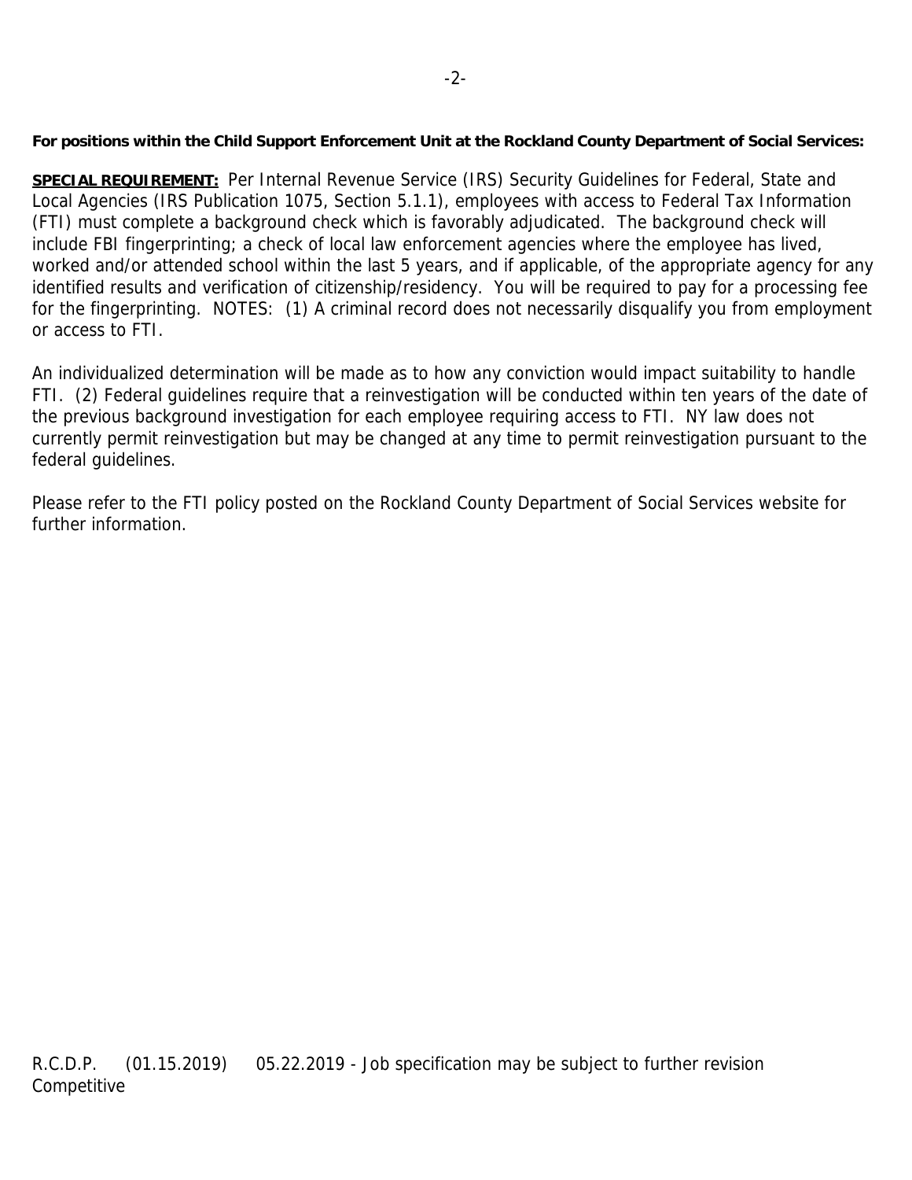**For positions within the Child Support Enforcement Unit at the Rockland County Department of Social Services:**

**SPECIAL REQUIREMENT:** Per Internal Revenue Service (IRS) Security Guidelines for Federal, State and Local Agencies (IRS Publication 1075, Section 5.1.1), employees with access to Federal Tax Information (FTI) must complete a background check which is favorably adjudicated. The background check will include FBI fingerprinting; a check of local law enforcement agencies where the employee has lived, worked and/or attended school within the last 5 years, and if applicable, of the appropriate agency for any identified results and verification of citizenship/residency. You will be required to pay for a processing fee for the fingerprinting. NOTES: (1) A criminal record does not necessarily disqualify you from employment or access to FTI.

An individualized determination will be made as to how any conviction would impact suitability to handle FTI. (2) Federal guidelines require that a reinvestigation will be conducted within ten years of the date of the previous background investigation for each employee requiring access to FTI. NY law does not currently permit reinvestigation but may be changed at any time to permit reinvestigation pursuant to the federal guidelines.

Please refer to the FTI policy posted on the Rockland County Department of Social Services website for further information.

R.C.D.P. (01.15.2019) 05.22.2019 - Job specification may be subject to further revision
Competitive